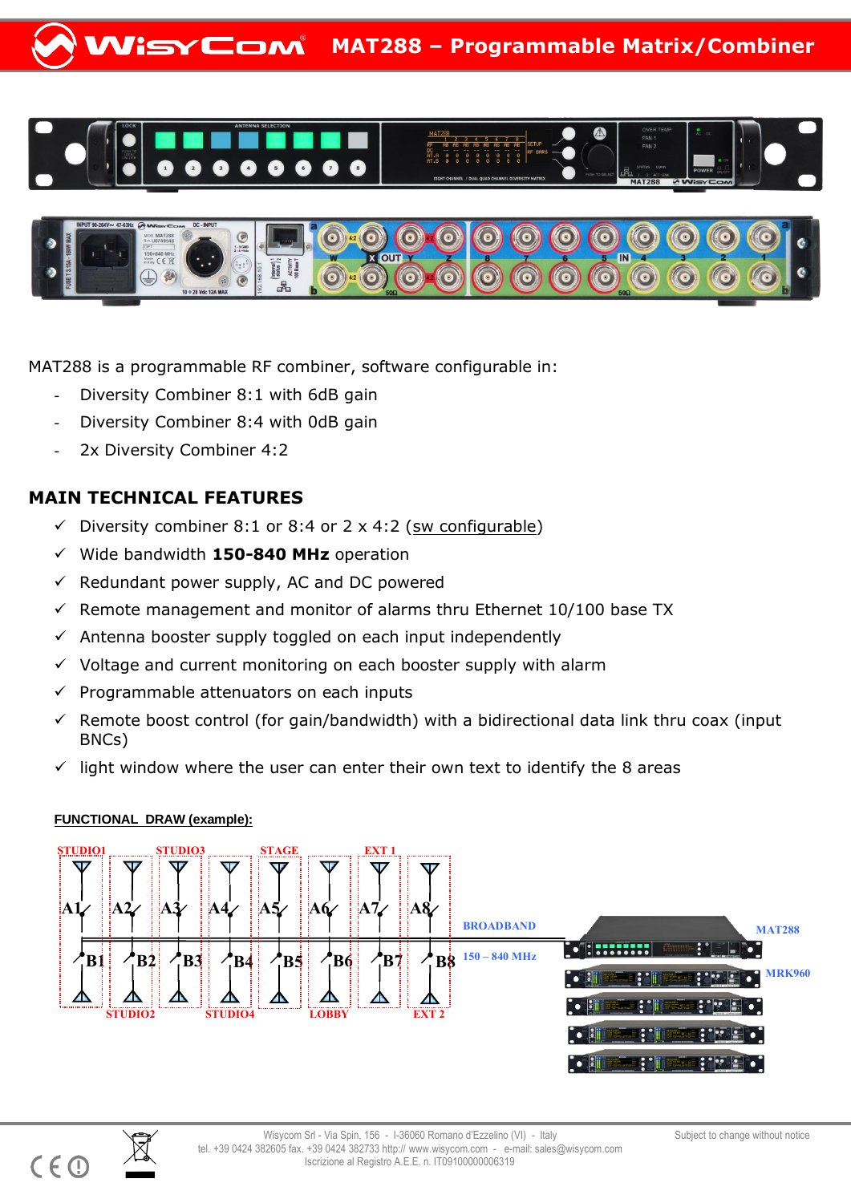# MAT288 – Programmable Matrix/Combiner

MAT288 is a programmable RF combiner, software configurable in:

- Diversity Combiner 8:1 with 6dB gain
- Diversity Combiner 8:4 with 0dB gain
- 2x Diversity Combiner 4:2

## MAIN TECHNICAL FEATURES

- ✓ Diversity combiner 8:1 or 8:4 or 2 x 4:2 (sw configurable)
- ✓ Wide bandwidth **150-840 MHz** operation
- ✓ Redundant power supply, AC and DC powered
- ✓ Remote management and monitor of alarms thru Ethernet 10/100 base TX
- ✓ Antenna booster supply toggled on each input independently
- ✓ Voltage and current monitoring on each booster supply with alarm
- ✓ Programmable attenuators on each inputs
- ✓ Remote boost control (for gain/bandwidth) with a bidirectional data link thru coax (input BNCs)
- ✓ light window where the user can enter their own text to identify the 8 areas

**FUNCTIONAL DRAW (example):**

Wisycom Srl - Via Spin, 156 - I-36060 Romano d'Ezzelino (VI) - Italy
tel. +39 0424 382605 fax. +39 0424 382733 http:// www.wisycom.com - e-mail: sales@wisycom.com
Iscrizione al Registro A.E.E. n. IT09100000006319

Subject to change without notice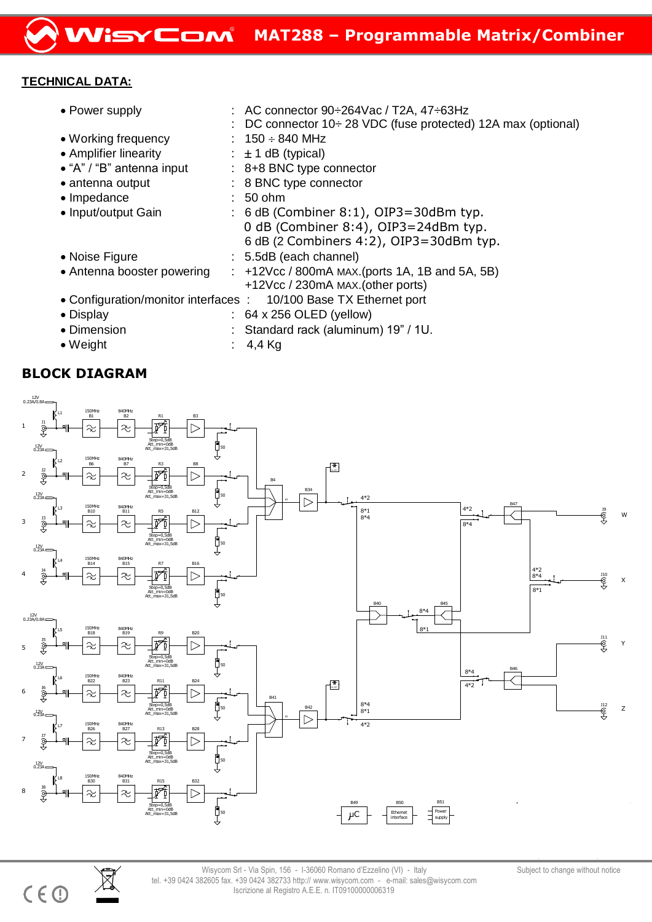## TECHNICAL DATA:

| | | |
|---|---|---|
| • Power supply | : | AC connector 90÷264Vac / T2A, 47÷63Hz |
| | : | DC connector 10÷ 28 VDC (fuse protected) 12A max (optional) |
| • Working frequency | : | 150 ÷ 840 MHz |
| • Amplifier linearity | : | ± 1 dB (typical) |
| • "A" / "B" antenna input | : | 8+8 BNC type connector |
| • antenna output | : | 8 BNC type connector |
| • Impedance | : | 50 ohm |
| • Input/output Gain | : | 6 dB (Combiner 8:1), OIP3=30dBm typ. |
| | | 0 dB (Combiner 8:4), OIP3=24dBm typ. |
| | | 6 dB (2 Combiners 4:2), OIP3=30dBm typ. |
| • Noise Figure | : | 5.5dB (each channel) |
| • Antenna booster powering | : | +12Vcc / 800mA MAX.(ports 1A, 1B and 5A, 5B) |
| | | +12Vcc / 230mA MAX.(other ports) |
| • Configuration/monitor interfaces | : | 10/100 Base TX Ethernet port |
| • Display | : | 64 x 256 OLED (yellow) |
| • Dimension | : | Standard rack (aluminum) 19" / 1U. |
| • Weight | : | 4,4 Kg |

## BLOCK DIAGRAM

Wisycom Srl - Via Spin, 156 - I-36060 Romano d'Ezzelino (VI) - Italy
tel. +39 0424 382605 fax. +39 0424 382733 http:// www.wisycom.com - e-mail: sales@wisycom.com
Iscrizione al Registro A.E.E. n. IT09100000006319

Subject to change without notice